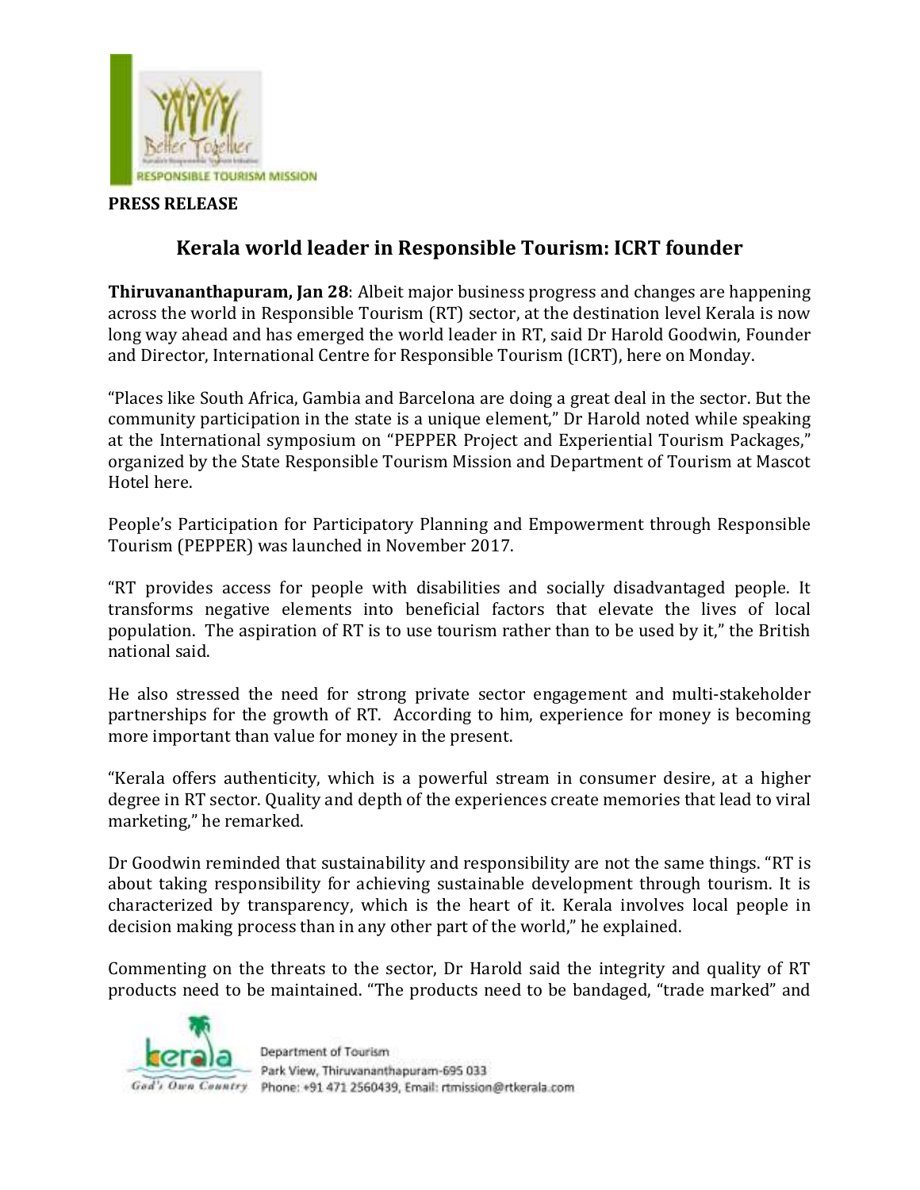**PRESS RELEASE**

## Kerala world leader in Responsible Tourism: ICRT founder

**Thiruvananthapuram, Jan 28**: Albeit major business progress and changes are happening across the world in Responsible Tourism (RT) sector, at the destination level Kerala is now long way ahead and has emerged the world leader in RT, said Dr Harold Goodwin, Founder and Director, International Centre for Responsible Tourism (ICRT), here on Monday.

"Places like South Africa, Gambia and Barcelona are doing a great deal in the sector. But the community participation in the state is a unique element," Dr Harold noted while speaking at the International symposium on "PEPPER Project and Experiential Tourism Packages," organized by the State Responsible Tourism Mission and Department of Tourism at Mascot Hotel here.

People's Participation for Participatory Planning and Empowerment through Responsible Tourism (PEPPER) was launched in November 2017.

"RT provides access for people with disabilities and socially disadvantaged people. It transforms negative elements into beneficial factors that elevate the lives of local population. The aspiration of RT is to use tourism rather than to be used by it," the British national said.

He also stressed the need for strong private sector engagement and multi-stakeholder partnerships for the growth of RT. According to him, experience for money is becoming more important than value for money in the present.

"Kerala offers authenticity, which is a powerful stream in consumer desire, at a higher degree in RT sector. Quality and depth of the experiences create memories that lead to viral marketing," he remarked.

Dr Goodwin reminded that sustainability and responsibility are not the same things. "RT is about taking responsibility for achieving sustainable development through tourism. It is characterized by transparency, which is the heart of it. Kerala involves local people in decision making process than in any other part of the world," he explained.

Commenting on the threats to the sector, Dr Harold said the integrity and quality of RT products need to be maintained. "The products need to be bandaged, "trade marked" and

Department of Tourism
Park View, Thiruvananthapuram-695 033
Phone: +91 471 2560439, Email: rtmission@rtkerala.com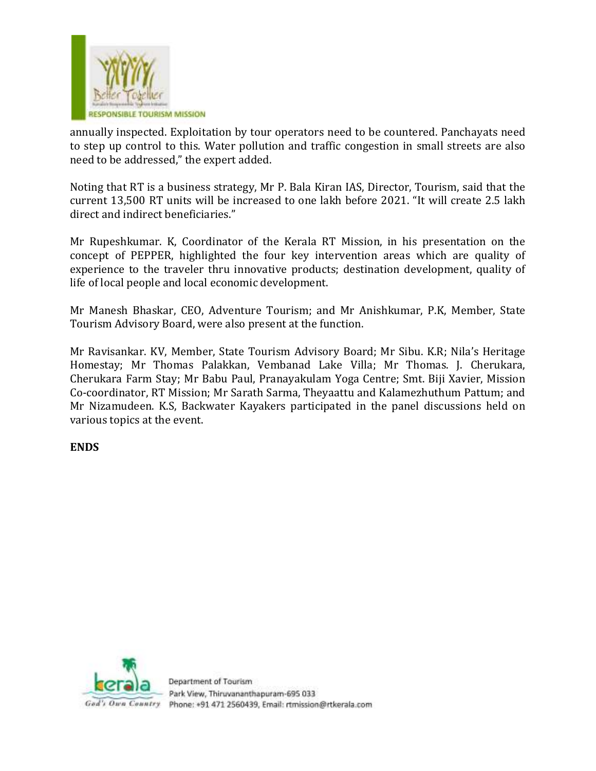annually inspected. Exploitation by tour operators need to be countered. Panchayats need to step up control to this. Water pollution and traffic congestion in small streets are also need to be addressed," the expert added.

Noting that RT is a business strategy, Mr P. Bala Kiran IAS, Director, Tourism, said that the current 13,500 RT units will be increased to one lakh before 2021. "It will create 2.5 lakh direct and indirect beneficiaries."

Mr Rupeshkumar. K, Coordinator of the Kerala RT Mission, in his presentation on the concept of PEPPER, highlighted the four key intervention areas which are quality of experience to the traveler thru innovative products; destination development, quality of life of local people and local economic development.

Mr Manesh Bhaskar, CEO, Adventure Tourism; and Mr Anishkumar, P.K, Member, State Tourism Advisory Board, were also present at the function.

Mr Ravisankar. KV, Member, State Tourism Advisory Board; Mr Sibu. K.R; Nila's Heritage Homestay; Mr Thomas Palakkan, Vembanad Lake Villa; Mr Thomas. J. Cherukara, Cherukara Farm Stay; Mr Babu Paul, Pranayakulam Yoga Centre; Smt. Biji Xavier, Mission Co-coordinator, RT Mission; Mr Sarath Sarma, Theyaattu and Kalamezhuthum Pattum; and Mr Nizamudeen. K.S, Backwater Kayakers participated in the panel discussions held on various topics at the event.

**ENDS**

Department of Tourism
Park View, Thiruvananthapuram-695 033
Phone: +91 471 2560439, Email: rtmission@rtkerala.com